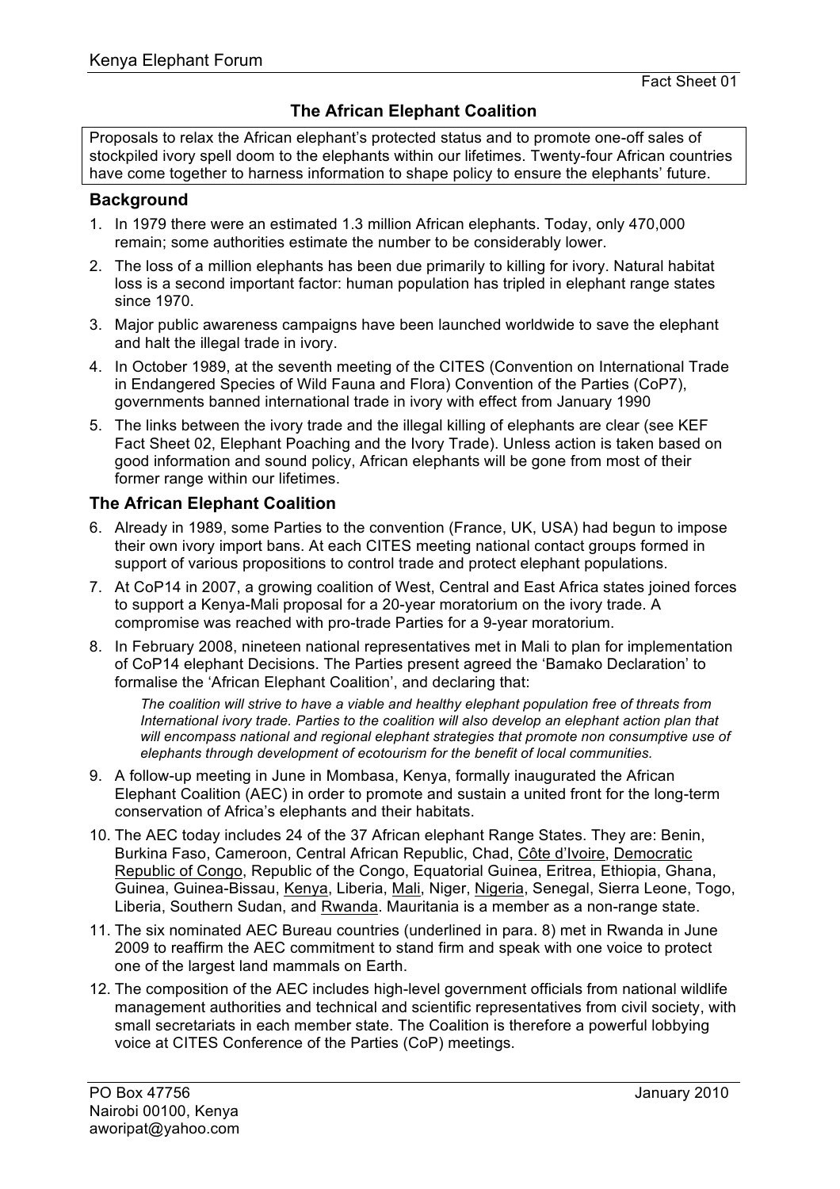Kenya Elephant Forum

Fact Sheet 01

# The African Elephant Coalition

Proposals to relax the African elephant's protected status and to promote one-off sales of stockpiled ivory spell doom to the elephants within our lifetimes. Twenty-four African countries have come together to harness information to shape policy to ensure the elephants' future.

## Background

1. In 1979 there were an estimated 1.3 million African elephants. Today, only 470,000 remain; some authorities estimate the number to be considerably lower.
2. The loss of a million elephants has been due primarily to killing for ivory. Natural habitat loss is a second important factor: human population has tripled in elephant range states since 1970.
3. Major public awareness campaigns have been launched worldwide to save the elephant and halt the illegal trade in ivory.
4. In October 1989, at the seventh meeting of the CITES (Convention on International Trade in Endangered Species of Wild Fauna and Flora) Convention of the Parties (CoP7), governments banned international trade in ivory with effect from January 1990
5. The links between the ivory trade and the illegal killing of elephants are clear (see KEF Fact Sheet 02, Elephant Poaching and the Ivory Trade). Unless action is taken based on good information and sound policy, African elephants will be gone from most of their former range within our lifetimes.

## The African Elephant Coalition

6. Already in 1989, some Parties to the convention (France, UK, USA) had begun to impose their own ivory import bans. At each CITES meeting national contact groups formed in support of various propositions to control trade and protect elephant populations.
7. At CoP14 in 2007, a growing coalition of West, Central and East Africa states joined forces to support a Kenya-Mali proposal for a 20-year moratorium on the ivory trade. A compromise was reached with pro-trade Parties for a 9-year moratorium.
8. In February 2008, nineteen national representatives met in Mali to plan for implementation of CoP14 elephant Decisions. The Parties present agreed the 'Bamako Declaration' to formalise the 'African Elephant Coalition', and declaring that:

   *The coalition will strive to have a viable and healthy elephant population free of threats from International ivory trade. Parties to the coalition will also develop an elephant action plan that will encompass national and regional elephant strategies that promote non consumptive use of elephants through development of ecotourism for the benefit of local communities.*

9. A follow-up meeting in June in Mombasa, Kenya, formally inaugurated the African Elephant Coalition (AEC) in order to promote and sustain a united front for the long-term conservation of Africa's elephants and their habitats.
10. The AEC today includes 24 of the 37 African elephant Range States. They are: Benin, Burkina Faso, Cameroon, Central African Republic, Chad, <u>Côte d'Ivoire</u>, <u>Democratic Republic of Congo</u>, Republic of the Congo, Equatorial Guinea, Eritrea, Ethiopia, Ghana, Guinea, Guinea-Bissau, <u>Kenya</u>, Liberia, <u>Mali</u>, Niger, <u>Nigeria</u>, Senegal, Sierra Leone, Togo, Liberia, Southern Sudan, and <u>Rwanda</u>. Mauritania is a member as a non-range state.
11. The six nominated AEC Bureau countries (underlined in para. 8) met in Rwanda in June 2009 to reaffirm the AEC commitment to stand firm and speak with one voice to protect one of the largest land mammals on Earth.
12. The composition of the AEC includes high-level government officials from national wildlife management authorities and technical and scientific representatives from civil society, with small secretariats in each member state. The Coalition is therefore a powerful lobbying voice at CITES Conference of the Parties (CoP) meetings.

PO Box 47756
Nairobi 00100, Kenya
aworipat@yahoo.com

January 2010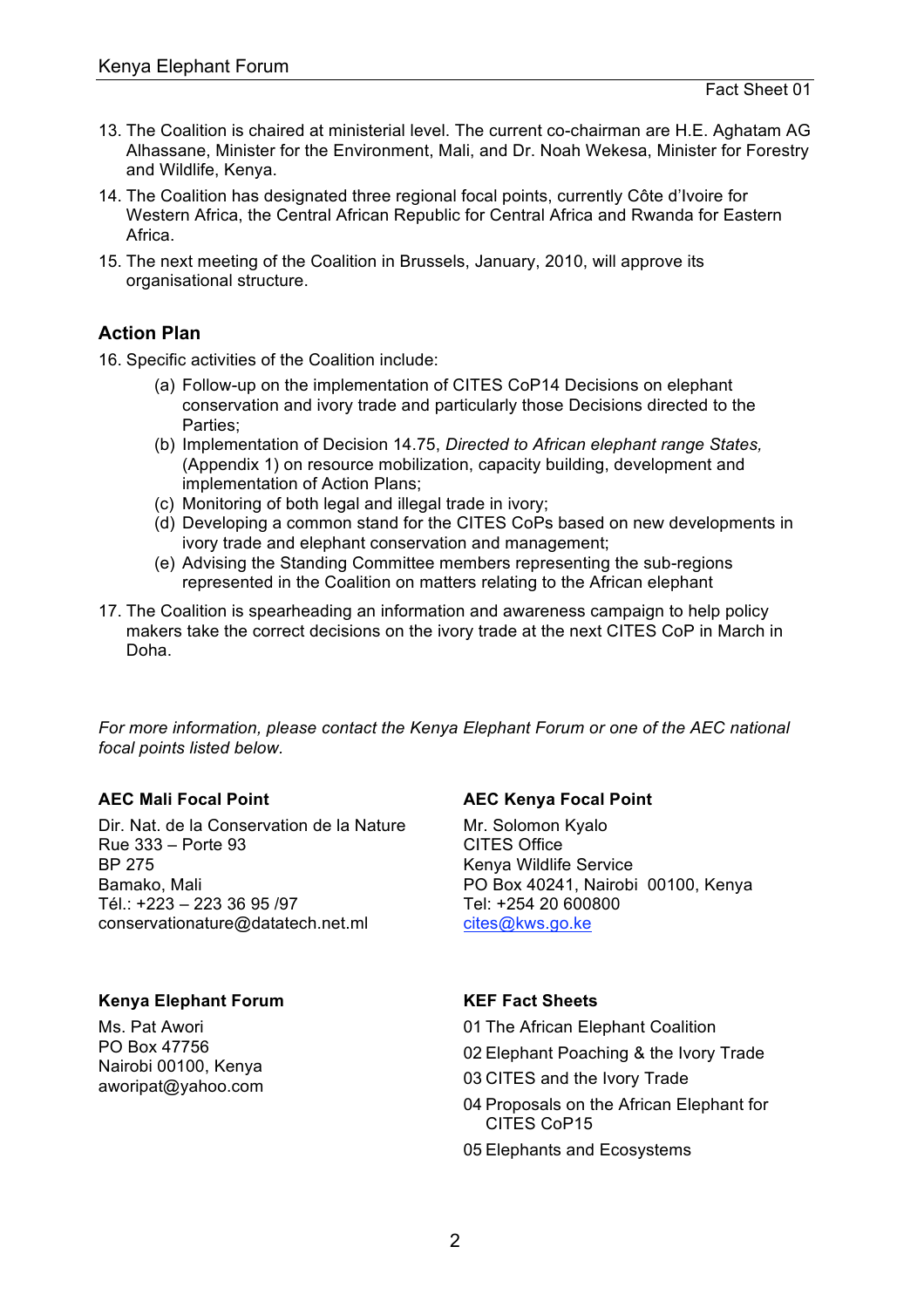13. The Coalition is chaired at ministerial level. The current co-chairman are H.E. Aghatam AG Alhassane, Minister for the Environment, Mali, and Dr. Noah Wekesa, Minister for Forestry and Wildlife, Kenya.
14. The Coalition has designated three regional focal points, currently Côte d'Ivoire for Western Africa, the Central African Republic for Central Africa and Rwanda for Eastern Africa.
15. The next meeting of the Coalition in Brussels, January, 2010, will approve its organisational structure.

## Action Plan

16. Specific activities of the Coalition include:
    - (a) Follow-up on the implementation of CITES CoP14 Decisions on elephant conservation and ivory trade and particularly those Decisions directed to the Parties;
    - (b) Implementation of Decision 14.75, *Directed to African elephant range States,* (Appendix 1) on resource mobilization, capacity building, development and implementation of Action Plans;
    - (c) Monitoring of both legal and illegal trade in ivory;
    - (d) Developing a common stand for the CITES CoPs based on new developments in ivory trade and elephant conservation and management;
    - (e) Advising the Standing Committee members representing the sub-regions represented in the Coalition on matters relating to the African elephant
17. The Coalition is spearheading an information and awareness campaign to help policy makers take the correct decisions on the ivory trade at the next CITES CoP in March in Doha.

*For more information, please contact the Kenya Elephant Forum or one of the AEC national focal points listed below.*

**AEC Mali Focal Point**

Dir. Nat. de la Conservation de la Nature
Rue 333 – Porte 93
BP 275
Bamako, Mali
Tél.: +223 – 223 36 95 /97
conservationature@datatech.net.ml

**AEC Kenya Focal Point**

Mr. Solomon Kyalo
CITES Office
Kenya Wildlife Service
PO Box 40241, Nairobi 00100, Kenya
Tel: +254 20 600800
cites@kws.go.ke

**Kenya Elephant Forum**

Ms. Pat Awori
PO Box 47756
Nairobi 00100, Kenya
aworipat@yahoo.com

**KEF Fact Sheets**

01 The African Elephant Coalition

02 Elephant Poaching & the Ivory Trade

03 CITES and the Ivory Trade

04 Proposals on the African Elephant for CITES CoP15

05 Elephants and Ecosystems